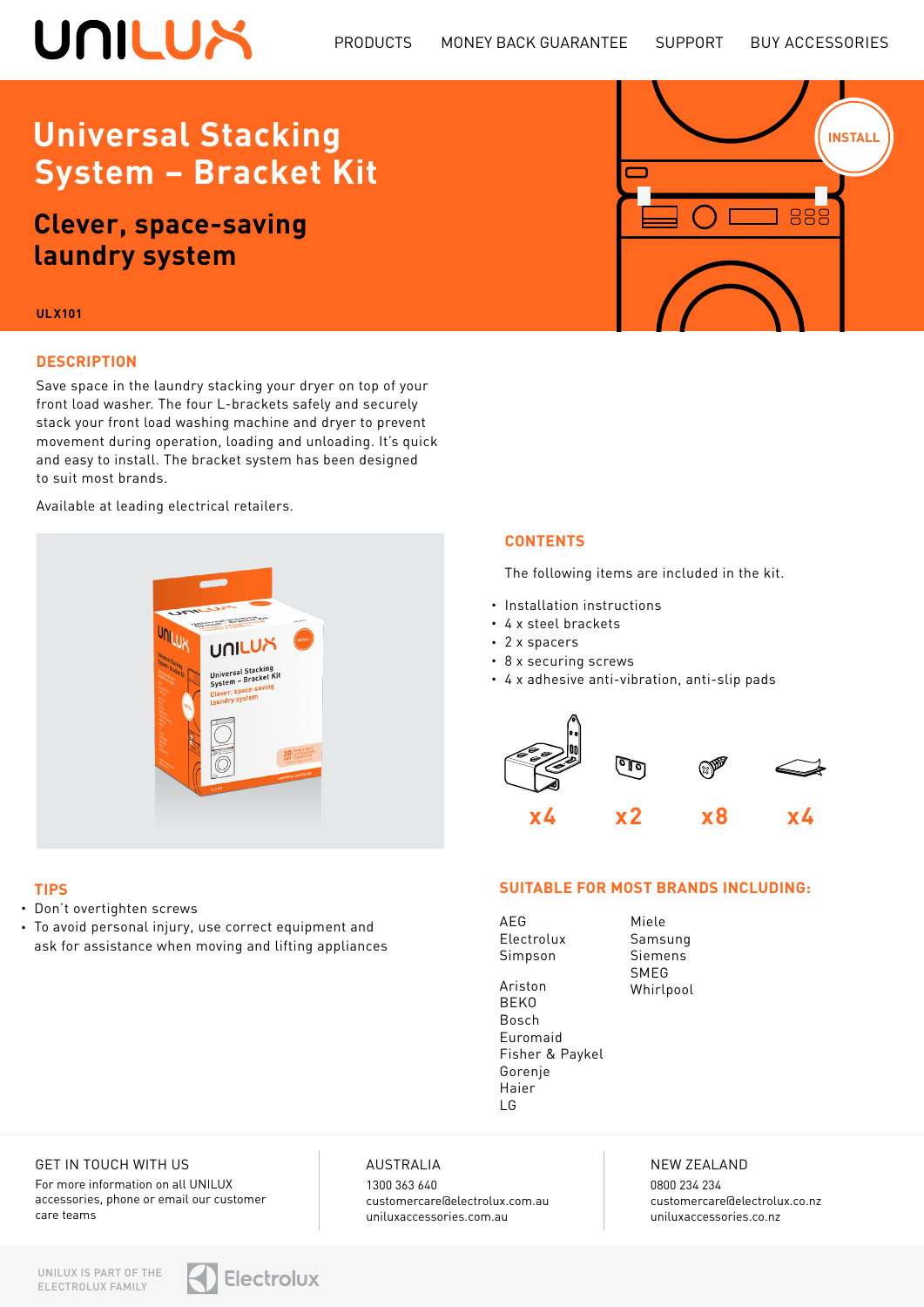UNILUX

PRODUCTS MONEY BACK GUARANTEE SUPPORT BUY ACCESSORIES

# Universal Stacking System – Bracket Kit

## Clever, space-saving laundry system

**ULX101**

INSTALL

## DESCRIPTION

Save space in the laundry stacking your dryer on top of your front load washer. The four L-brackets safely and securely stack your front load washing machine and dryer to prevent movement during operation, loading and unloading. It's quick and easy to install. The bracket system has been designed to suit most brands.

Available at leading electrical retailers.

## CONTENTS

The following items are included in the kit.

- Installation instructions
- 4 x steel brackets
- 2 x spacers
- 8 x securing screws
- 4 x adhesive anti-vibration, anti-slip pads

x4 x2 x8 x4

## TIPS

- Don't overtighten screws
- To avoid personal injury, use correct equipment and ask for assistance when moving and lifting appliances

## SUITABLE FOR MOST BRANDS INCLUDING:

AEG
Electrolux
Simpson

Ariston
BEKO
Bosch
Euromaid
Fisher & Paykel
Gorenje
Haier
LG
Miele
Samsung
Siemens
SMEG
Whirlpool

GET IN TOUCH WITH US

For more information on all UNILUX accessories, phone or email our customer care teams

AUSTRALIA

1300 363 640
customercare@electrolux.com.au
uniluxaccessories.com.au

NEW ZEALAND

0800 234 234
customercare@electrolux.co.nz
uniluxaccessories.co.nz

UNILUX IS PART OF THE ELECTROLUX FAMILY

Electrolux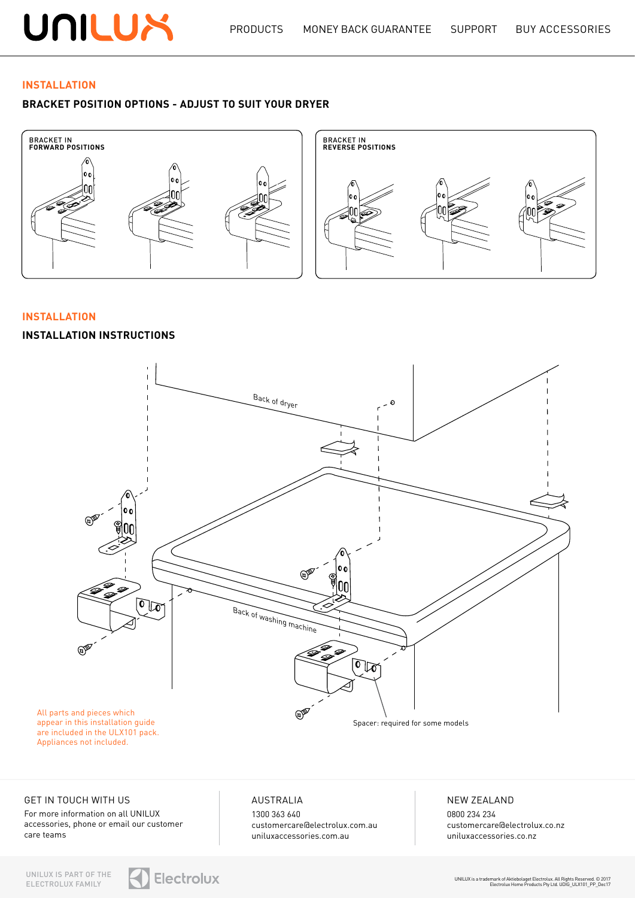## INSTALLATION

### BRACKET POSITION OPTIONS - ADJUST TO SUIT YOUR DRYER

BRACKET IN
FORWARD POSITIONS

BRACKET IN
REVERSE POSITIONS

## INSTALLATION

### INSTALLATION INSTRUCTIONS

Back of dryer

Back of washing machine

Spacer: required for some models

All parts and pieces which appear in this installation guide are included in the ULX101 pack. Appliances not included.

GET IN TOUCH WITH US

For more information on all UNILUX accessories, phone or email our customer care teams

AUSTRALIA

1300 363 640
customercare@electrolux.com.au
uniluxaccessories.com.au

NEW ZEALAND

0800 234 234
customercare@electrolux.co.nz
uniluxaccessories.co.nz

UNILUX IS PART OF THE ELECTROLUX FAMILY

Electrolux

UNILUX is a trademark of Aktiebolaget Electrolux. All Rights Reserved. © 2017 Electrolux Home Products Pty Ltd. UDIG_ULX101_PP_Dec17